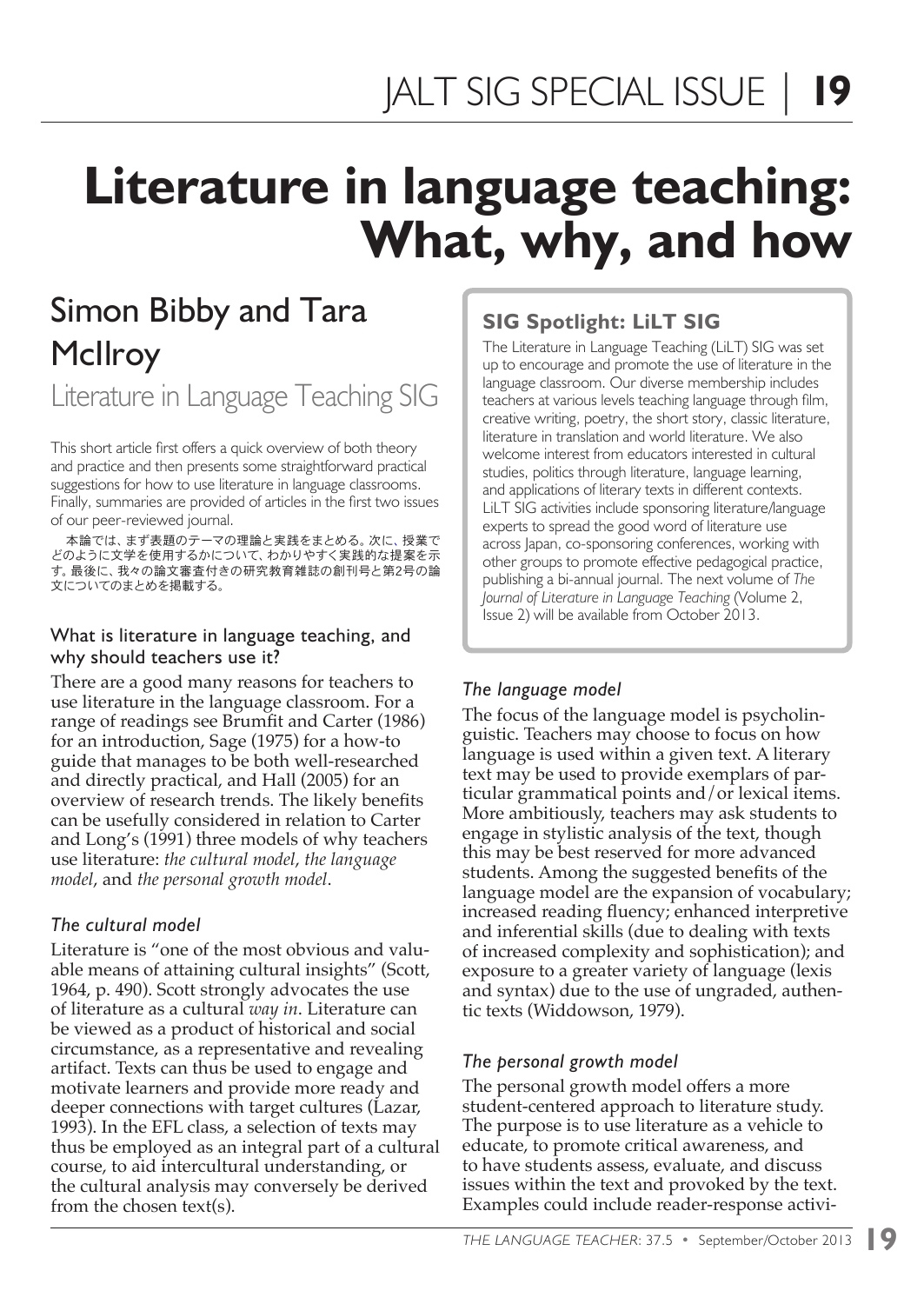# Literature in language teaching: What, why, and how

## Simon Bibby and Tara McIlroy

Literature in Language Teaching SIG

This short article first offers a quick overview of both theory and practice and then presents some straightforward practical suggestions for how to use literature in language classrooms. Finally, summaries are provided of articles in the first two issues of our peer-reviewed journal.

本論では、まず表題のテーマの理論と実践をまとめる。次に、授業でどのように文学を使用するかについて、わかりやすく実践的な提案を示す。最後に、我々の論文審査付きの研究教育雑誌の創刊号と第2号の論文についてのまとめを掲載する。

### What is literature in language teaching, and why should teachers use it?

There are a good many reasons for teachers to use literature in the language classroom. For a range of readings see Brumfit and Carter (1986) for an introduction, Sage (1975) for a how-to guide that manages to be both well-researched and directly practical, and Hall (2005) for an overview of research trends. The likely benefits can be usefully considered in relation to Carter and Long's (1991) three models of why teachers use literature: *the cultural model*, *the language model*, and *the personal growth model*.

#### *The cultural model*

Literature is "one of the most obvious and valuable means of attaining cultural insights" (Scott, 1964, p. 490). Scott strongly advocates the use of literature as a cultural *way in*. Literature can be viewed as a product of historical and social circumstance, as a representative and revealing artifact. Texts can thus be used to engage and motivate learners and provide more ready and deeper connections with target cultures (Lazar, 1993). In the EFL class, a selection of texts may thus be employed as an integral part of a cultural course, to aid intercultural understanding, or the cultural analysis may conversely be derived from the chosen text(s).

#### *The language model*

The focus of the language model is psycholinguistic. Teachers may choose to focus on how language is used within a given text. A literary text may be used to provide exemplars of particular grammatical points and/or lexical items. More ambitiously, teachers may ask students to engage in stylistic analysis of the text, though this may be best reserved for more advanced students. Among the suggested benefits of the language model are the expansion of vocabulary; increased reading fluency; enhanced interpretive and inferential skills (due to dealing with texts of increased complexity and sophistication); and exposure to a greater variety of language (lexis and syntax) due to the use of ungraded, authentic texts (Widdowson, 1979).

#### *The personal growth model*

The personal growth model offers a more student-centered approach to literature study. The purpose is to use literature as a vehicle to educate, to promote critical awareness, and to have students assess, evaluate, and discuss issues within the text and provoked by the text. Examples could include reader-response activi-

---

**SIG Spotlight: LiLT SIG**

The Literature in Language Teaching (LiLT) SIG was set up to encourage and promote the use of literature in the language classroom. Our diverse membership includes teachers at various levels teaching language through film, creative writing, poetry, the short story, classic literature, literature in translation and world literature. We also welcome interest from educators interested in cultural studies, politics through literature, language learning, and applications of literary texts in different contexts. LiLT SIG activities include sponsoring literature/language experts to spread the good word of literature use across Japan, co-sponsoring conferences, working with other groups to promote effective pedagogical practice, publishing a bi-annual journal. The next volume of *The Journal of Literature in Language Teaching* (Volume 2, Issue 2) will be available from October 2013.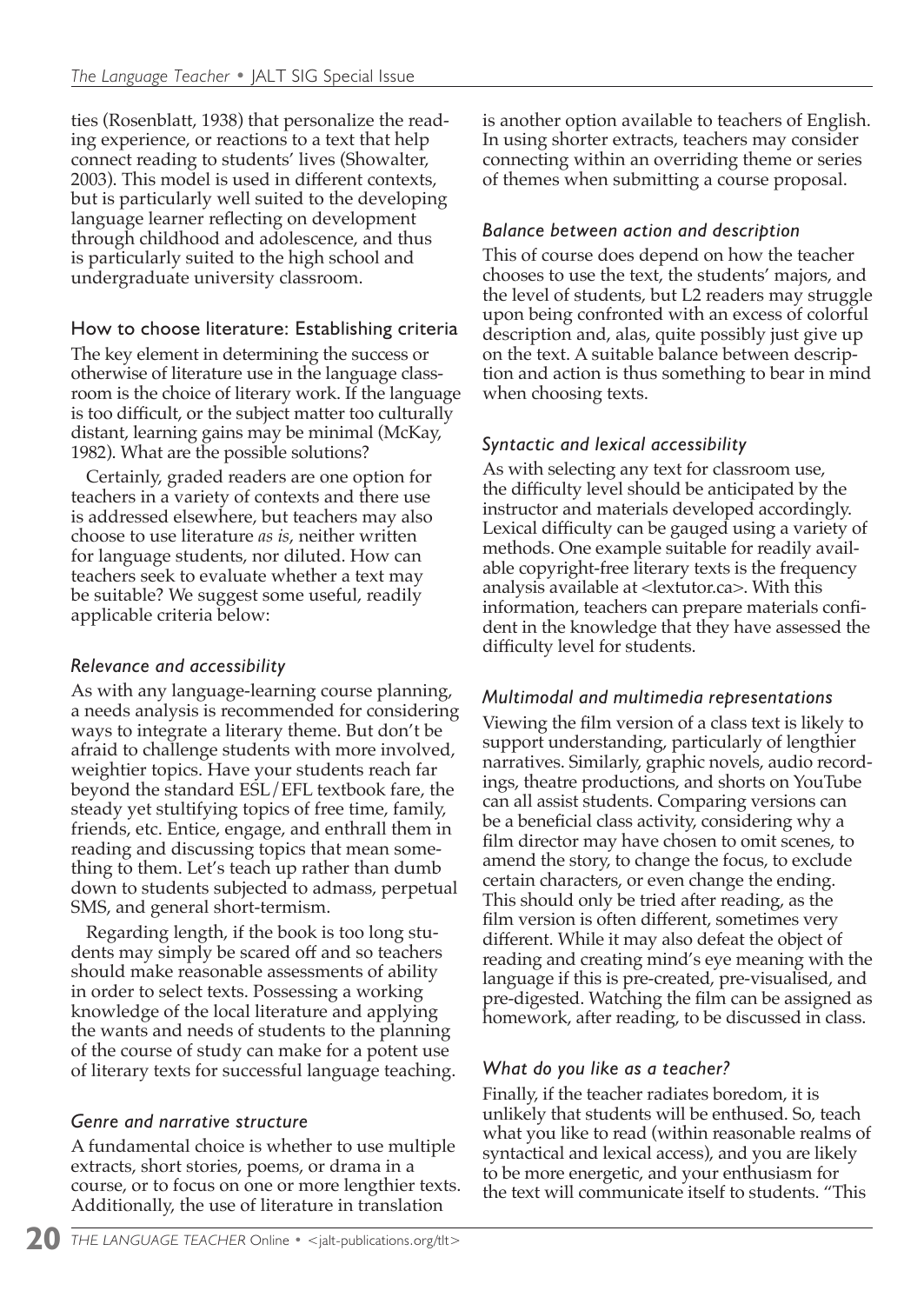ties (Rosenblatt, 1938) that personalize the reading experience, or reactions to a text that help connect reading to students' lives (Showalter, 2003). This model is used in different contexts, but is particularly well suited to the developing language learner reflecting on development through childhood and adolescence, and thus is particularly suited to the high school and undergraduate university classroom.

## How to choose literature: Establishing criteria

The key element in determining the success or otherwise of literature use in the language classroom is the choice of literary work. If the language is too difficult, or the subject matter too culturally distant, learning gains may be minimal (McKay, 1982). What are the possible solutions?

Certainly, graded readers are one option for teachers in a variety of contexts and there use is addressed elsewhere, but teachers may also choose to use literature *as is*, neither written for language students, nor diluted. How can teachers seek to evaluate whether a text may be suitable? We suggest some useful, readily applicable criteria below:

### *Relevance and accessibility*

As with any language-learning course planning, a needs analysis is recommended for considering ways to integrate a literary theme. But don't be afraid to challenge students with more involved, weightier topics. Have your students reach far beyond the standard ESL/EFL textbook fare, the steady yet stultifying topics of free time, family, friends, etc. Entice, engage, and enthrall them in reading and discussing topics that mean something to them. Let's teach up rather than dumb down to students subjected to admass, perpetual SMS, and general short-termism.

Regarding length, if the book is too long students may simply be scared off and so teachers should make reasonable assessments of ability in order to select texts. Possessing a working knowledge of the local literature and applying the wants and needs of students to the planning of the course of study can make for a potent use of literary texts for successful language teaching.

### *Genre and narrative structure*

A fundamental choice is whether to use multiple extracts, short stories, poems, or drama in a course, or to focus on one or more lengthier texts. Additionally, the use of literature in translation is another option available to teachers of English. In using shorter extracts, teachers may consider connecting within an overriding theme or series of themes when submitting a course proposal.

### *Balance between action and description*

This of course does depend on how the teacher chooses to use the text, the students' majors, and the level of students, but L2 readers may struggle upon being confronted with an excess of colorful description and, alas, quite possibly just give up on the text. A suitable balance between description and action is thus something to bear in mind when choosing texts.

### *Syntactic and lexical accessibility*

As with selecting any text for classroom use, the difficulty level should be anticipated by the instructor and materials developed accordingly. Lexical difficulty can be gauged using a variety of methods. One example suitable for readily available copyright-free literary texts is the frequency analysis available at <lextutor.ca>. With this information, teachers can prepare materials confident in the knowledge that they have assessed the difficulty level for students.

### *Multimodal and multimedia representations*

Viewing the film version of a class text is likely to support understanding, particularly of lengthier narratives. Similarly, graphic novels, audio recordings, theatre productions, and shorts on YouTube can all assist students. Comparing versions can be a beneficial class activity, considering why a film director may have chosen to omit scenes, to amend the story, to change the focus, to exclude certain characters, or even change the ending. This should only be tried after reading, as the film version is often different, sometimes very different. While it may also defeat the object of reading and creating mind's eye meaning with the language if this is pre-created, pre-visualised, and pre-digested. Watching the film can be assigned as homework, after reading, to be discussed in class.

### *What do you like as a teacher?*

Finally, if the teacher radiates boredom, it is unlikely that students will be enthused. So, teach what you like to read (within reasonable realms of syntactical and lexical access), and you are likely to be more energetic, and your enthusiasm for the text will communicate itself to students. "This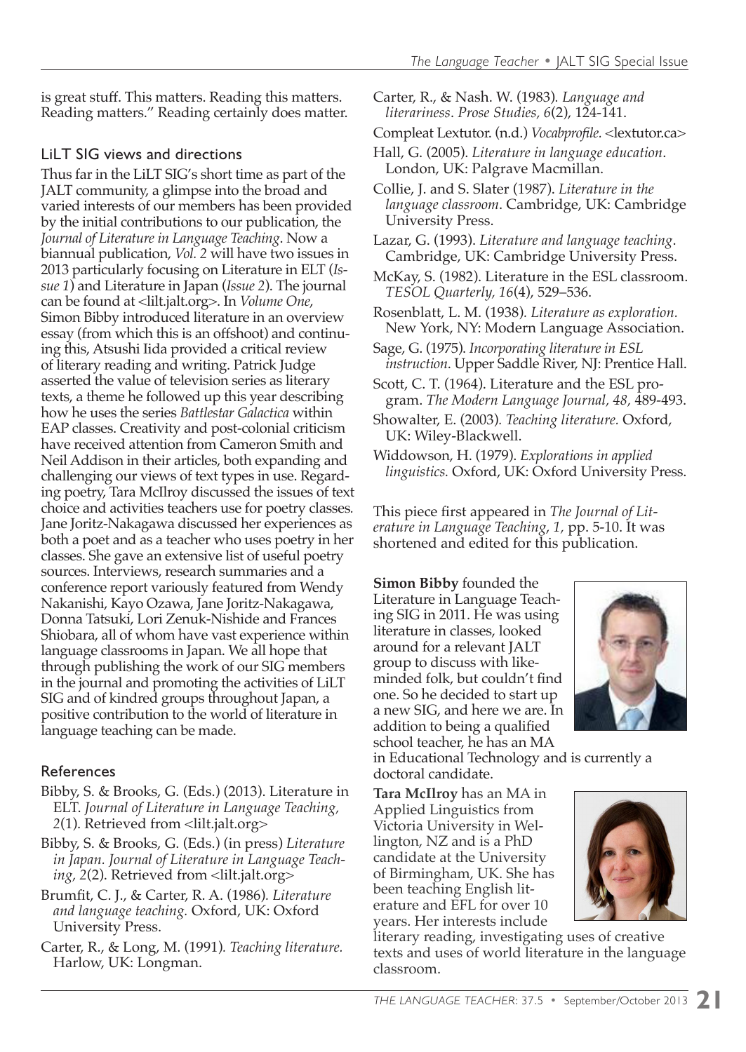is great stuff. This matters. Reading this matters. Reading matters." Reading certainly does matter.

## LiLT SIG views and directions

Thus far in the LiLT SIG's short time as part of the JALT community, a glimpse into the broad and varied interests of our members has been provided by the initial contributions to our publication, the *Journal of Literature in Language Teaching*. Now a biannual publication, *Vol. 2* will have two issues in 2013 particularly focusing on Literature in ELT (*Issue 1*) and Literature in Japan (*Issue 2*). The journal can be found at <lilt.jalt.org>. In *Volume One*, Simon Bibby introduced literature in an overview essay (from which this is an offshoot) and continuing this, Atsushi Iida provided a critical review of literary reading and writing. Patrick Judge asserted the value of television series as literary texts, a theme he followed up this year describing how he uses the series *Battlestar Galactica* within EAP classes. Creativity and post-colonial criticism have received attention from Cameron Smith and Neil Addison in their articles, both expanding and challenging our views of text types in use. Regarding poetry, Tara McIlroy discussed the issues of text choice and activities teachers use for poetry classes. Jane Joritz-Nakagawa discussed her experiences as both a poet and as a teacher who uses poetry in her classes. She gave an extensive list of useful poetry sources. Interviews, research summaries and a conference report variously featured from Wendy Nakanishi, Kayo Ozawa, Jane Joritz-Nakagawa, Donna Tatsuki, Lori Zenuk-Nishide and Frances Shiobara, all of whom have vast experience within language classrooms in Japan. We all hope that through publishing the work of our SIG members in the journal and promoting the activities of LiLT SIG and of kindred groups throughout Japan, a positive contribution to the world of literature in language teaching can be made.

## References

Bibby, S. & Brooks, G. (Eds.) (2013). Literature in ELT. *Journal of Literature in Language Teaching, 2*(1). Retrieved from <lilt.jalt.org>

Bibby, S. & Brooks, G. (Eds.) (in press) *Literature in Japan. Journal of Literature in Language Teaching, 2*(2). Retrieved from <lilt.jalt.org>

Brumfit, C. J., & Carter, R. A. (1986). *Literature and language teaching*. Oxford, UK: Oxford University Press.

Carter, R., & Long, M. (1991). *Teaching literature*. Harlow, UK: Longman.

Carter, R., & Nash. W. (1983). *Language and literariness*. *Prose Studies, 6*(2), 124-141.

Compleat Lextutor. (n.d.) *Vocabprofile*. <lextutor.ca>

Hall, G. (2005). *Literature in language education*. London, UK: Palgrave Macmillan.

Collie, J. and S. Slater (1987). *Literature in the language classroom*. Cambridge, UK: Cambridge University Press.

Lazar, G. (1993). *Literature and language teaching*. Cambridge, UK: Cambridge University Press.

McKay, S. (1982). Literature in the ESL classroom. *TESOL Quarterly, 16*(4), 529–536.

Rosenblatt, L. M. (1938). *Literature as exploration.* New York, NY: Modern Language Association.

Sage, G. (1975). *Incorporating literature in ESL instruction*. Upper Saddle River, NJ: Prentice Hall.

Scott, C. T. (1964). Literature and the ESL program. *The Modern Language Journal, 48*, 489-493.

Showalter, E. (2003). *Teaching literature.* Oxford, UK: Wiley-Blackwell.

Widdowson, H. (1979). *Explorations in applied linguistics.* Oxford, UK: Oxford University Press.

This piece first appeared in *The Journal of Literature in Language Teaching, 1,* pp. 5-10. It was shortened and edited for this publication.

**Simon Bibby** founded the Literature in Language Teaching SIG in 2011. He was using literature in classes, looked around for a relevant JALT group to discuss with like-minded folk, but couldn't find one. So he decided to start up a new SIG, and here we are. In addition to being a qualified school teacher, he has an MA in Educational Technology and is currently a doctoral candidate.

**Tara McIlroy** has an MA in Applied Linguistics from Victoria University in Wellington, NZ and is a PhD candidate at the University of Birmingham, UK. She has been teaching English literature and EFL for over 10 years. Her interests include literary reading, investigating uses of creative texts and uses of world literature in the language classroom.